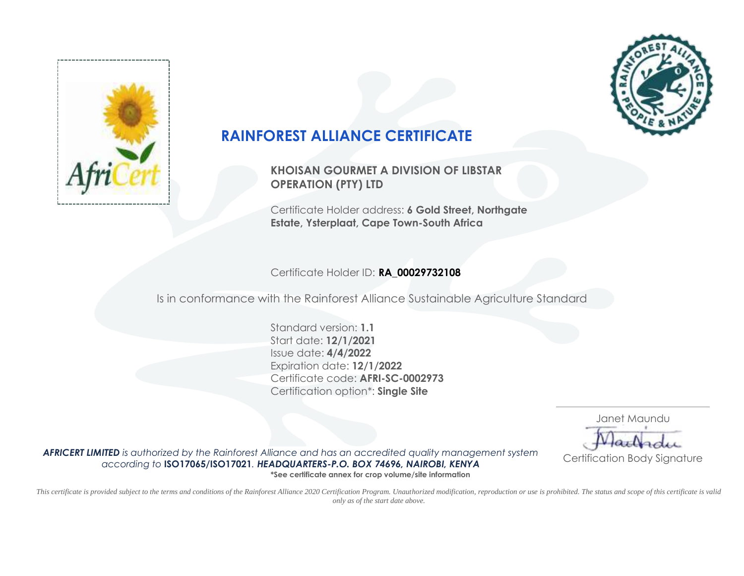# RAINFOREST ALLIANCE CERTIFICATE

**KHOISAN GOURMET A DIVISION OF LIBSTAR OPERATION (PTY) LTD**

Certificate Holder address: **6 Gold Street, Northgate Estate, Ysterplaat, Cape Town-South Africa**

Certificate Holder ID: **RA_00029732108**

Is in conformance with the Rainforest Alliance Sustainable Agriculture Standard

Standard version: **1.1**
Start date: **12/1/2021**
Issue date: **4/4/2022**
Expiration date: **12/1/2022**
Certificate code: **AFRI-SC-0002973**
Certification option*: **Single Site**

Janet Maundu

Certification Body Signature

***AFRICERT LIMITED** is authorized by the Rainforest Alliance and has an accredited quality management system according to* **ISO17065/ISO17021**. ***HEADQUARTERS-P.O. BOX 74696, NAIROBI, KENYA***

**\*See certificate annex for crop volume/site information**

*This certificate is provided subject to the terms and conditions of the Rainforest Alliance 2020 Certification Program. Unauthorized modification, reproduction or use is prohibited. The status and scope of this certificate is valid only as of the start date above.*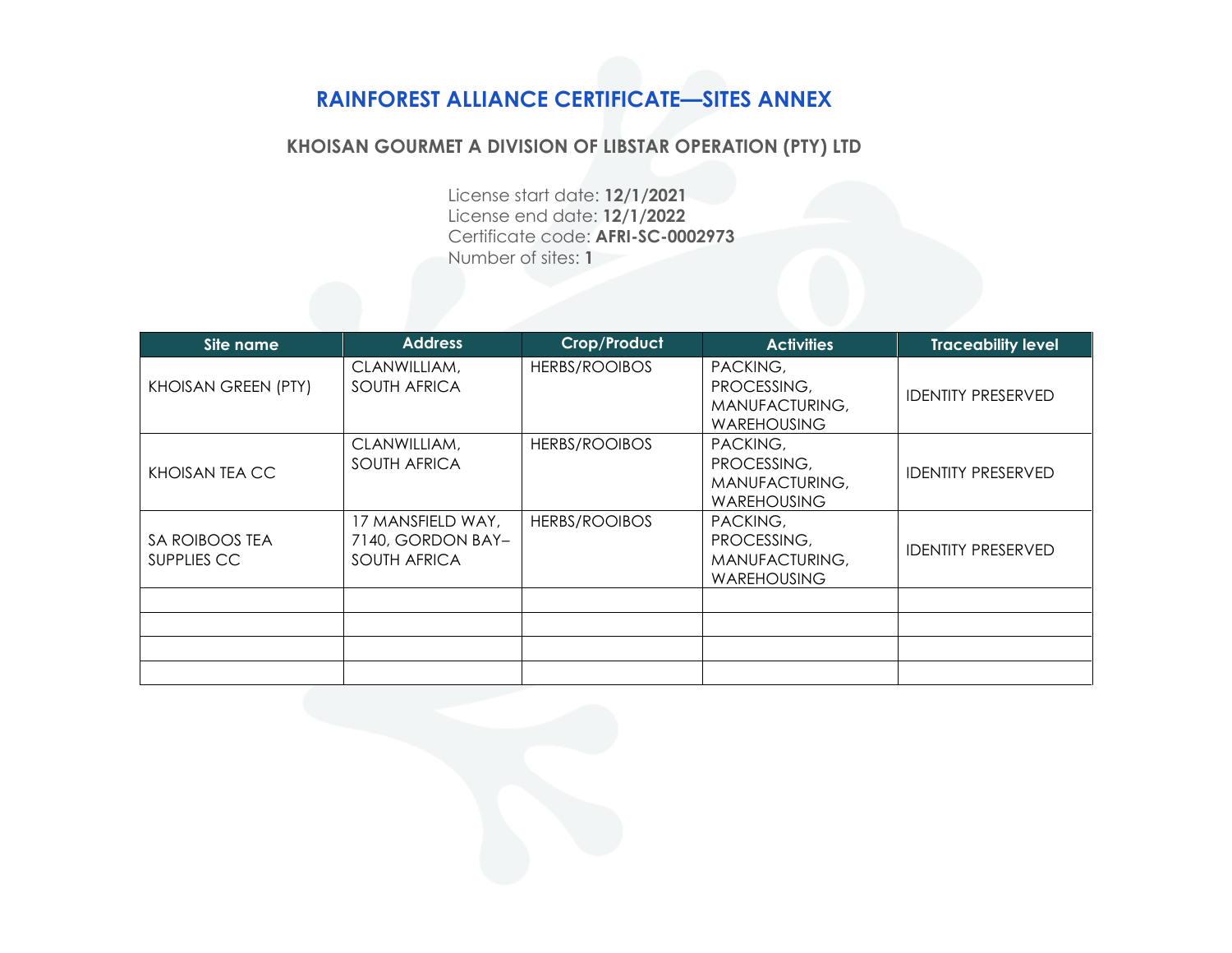# RAINFOREST ALLIANCE CERTIFICATE—SITES ANNEX

## KHOISAN GOURMET A DIVISION OF LIBSTAR OPERATION (PTY) LTD

License start date: **12/1/2021**
License end date: **12/1/2022**
Certificate code: **AFRI-SC-0002973**
Number of sites: **1**

| Site name | Address | Crop/Product | Activities | Traceability level |
|---|---|---|---|---|
| KHOISAN GREEN (PTY) | CLANWILLIAM, SOUTH AFRICA | HERBS/ROOIBOS | PACKING, PROCESSING, MANUFACTURING, WAREHOUSING | IDENTITY PRESERVED |
| KHOISAN TEA CC | CLANWILLIAM, SOUTH AFRICA | HERBS/ROOIBOS | PACKING, PROCESSING, MANUFACTURING, WAREHOUSING | IDENTITY PRESERVED |
| SA ROIBOOS TEA SUPPLIES CC | 17 MANSFIELD WAY, 7140, GORDON BAY– SOUTH AFRICA | HERBS/ROOIBOS | PACKING, PROCESSING, MANUFACTURING, WAREHOUSING | IDENTITY PRESERVED |
| | | | | |
| | | | | |
| | | | | |
| | | | | |